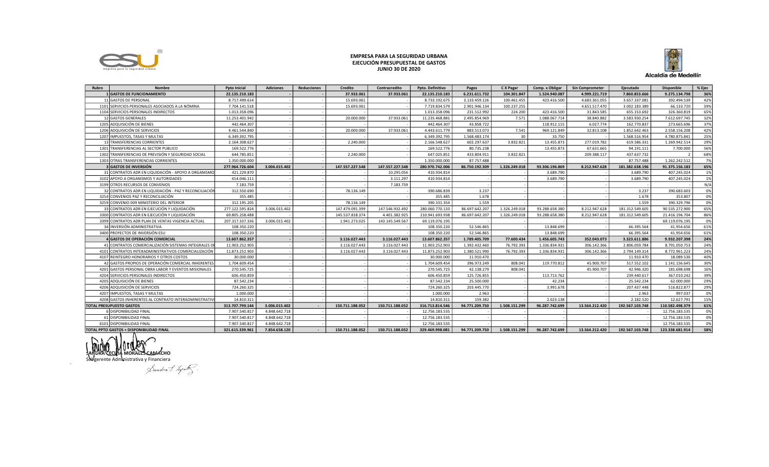# EMPRESA PARA LA SEGURIDAD URBANA
## EJECUCIÓN PRESUPUESTAL DE GASTOS
### JUNIO 30 DE 2020

| Rubro | Nombre | Ppto Inicial | Adiciones | Reducciones | Credito | Contracredito | Ppto. Definitivo | Pagos | C X Pagar | Comp. x Obligar | Sin Comprometer | Ejecutado | Disponible | % Ejec |
|---|---|---|---|---|---|---|---|---|---|---|---|---|---|---|
| 1 | GASTOS DE FUNCIONAMIENTO | 22.135.210.183 | - | - | 37.933.061 | 37.933.061 | 22.135.210.183 | 6.231.611.732 | 104.301.847 | 1.524.940.087 | 4.999.221.719 | 7.860.853.666 | 9.275.134.798 | 36% |
| 11 | GASTOS DE PERSONAL | 8.717.499.614 | - | - | 15.693.061 | - | 8.733.192.675 | 3.133.459.126 | 100.461.455 | 423.416.500 | 4.683.361.055 | 3.657.337.081 | 392.494.539 | 42% |
| 1101 | SERVICIOS PERSONALES ASOCIADOS A LA NÓMINA | 7.704.141.518 | - | - | 15.693.061 | - | 7.719.834.579 | 2.901.946.134 | 100.237.255 | - | 4.651.517.470 | 3.002.183.389 | 66.133.720 | 39% |
| 1104 | SERVICIOS PERSONALES INDIRECTOS | 1.013.358.096 | - | - | - | - | 1.013.358.096 | 231.512.992 | 224.200 | 423.416.500 | 31.843.585 | 655.153.692 | 326.360.819 | 65% |
| 12 | GASTOS GENERALES | 11.253.401.942 | - | - | 20.000.000 | 37.933.061 | 11.235.468.881 | 2.495.854.969 | 7.571 | 1.088.067.714 | 38.840.882 | 3.583.930.254 | 7.612.697.745 | 32% |
| 1205 | ADQUISICIÓN DE BIENES | 442.464.307 | - | - | - | - | 442.464.307 | 43.858.722 | - | 118.912.115 | 6.027.774 | 162.770.837 | 273.665.696 | 37% |
| 1206 | ADQUISICIÓN DE SERVICIOS | 4.461.544.840 | - | - | 20.000.000 | 37.933.061 | 4.443.611.779 | 883.513.073 | 7.541 | 969.121.849 | 32.813.108 | 1.852.642.463 | 2.558.156.208 | 42% |
| 1207 | IMPUESTOS, TASAS Y MULTAS | 6.349.392.795 | - | - | - | - | 6.349.392.795 | 1.568.483.174 | 30 | 33.750 | - | 1.568.516.954 | 4.780.875.841 | 25% |
| 13 | TRANSFERENCIAS CORRIENTES | 2.164.308.627 | - | - | 2.240.000 | - | 2.166.548.627 | 602.297.637 | 3.832.821 | 13.455.873 | 277.019.782 | 619.586.331 | 1.269.942.514 | 29% |
| 1301 | TRANSFERENCIAS AL SECTOR PUBLICO | 169.522.776 | - | - | - | - | 169.522.776 | 80.735.238 | - | 13.455.873 | 67.631.665 | 94.191.111 | 7.700.000 | 56% |
| 1302 | TRANSFERENCIAS DE PREVISIÓN Y SEGURIDAD SOCIAL | 644.785.851 | - | - | 2.240.000 | - | 647.025.851 | 433.804.911 | 3.832.821 | - | 209.388.117 | 437.637.732 | 2 | 68% |
| 1303 | OTRAS TRANSFERENCIAS CORRIENTES | 1.350.000.000 | - | - | - | - | 1.350.000.000 | 87.757.488 | - | - | - | 87.757.488 | 1.262.242.512 | 7% |
| 3 | GASTOS DE INVERSIÓN | 277.964.726.604 | 3.006.015.402 | - | 147.557.227.548 | 147.557.227.548 | 280.970.742.006 | 86.750.192.309 | 1.326.249.018 | 93.306.196.869 | 8.212.947.628 | 181.382.638.196 | 91.375.156.183 | 65% |
| 31 | CONTRATOS ADR EN LIQUIDACIÓN - APOYO A ORGANISMO | 421.229.870 | - | - | - | 10.295.056 | 410.934.814 | - | - | 3.689.790 | - | 3.689.790 | 407.245.024 | 1% |
| 3102 | APOYO A ORGANISMOS Y AUTORIDADES | 414.046.111 | - | - | - | 3.111.297 | 410.934.814 | - | - | 3.689.790 | - | 3.689.790 | 407.245.024 | 1% |
| 3199 | OTROS RECURSOS DE CONVENIOS | 7.183.759 | - | - | - | 7.183.759 | - | - | - | - | - | - | - | N/A |
| 32 | CONTRATOS ADR EN LIQUIDACIÓN - PAZ Y RECONCILIACIÓN | 312.550.690 | - | - | 78.136.149 | - | 390.686.839 | 3.237 | - | - | - | 3.237 | 390.683.603 | 0% |
| 3254 | CONVENIOS PAZ Y RECONCILIACIÓN | 355.485 | - | - | - | - | 355.485 | 1.678 | - | - | - | 1.678 | 353.807 | 0% |
| 3259 | CONVENIO 009 MINISTERIO DEL INTERIOR | 312.195.205 | - | - | 78.136.149 | - | 390.331.354 | 1.559 | - | - | - | 1.559 | 390.329.796 | 0% |
| 33 | CONTRATOS ADR EN EJECUCIÓN Y LIQUIDACIÓN | 277.122.595.824 | 3.006.015.402 | - | 147.479.091.399 | 147.546.932.492 | 280.060.770.133 | 86.697.642.207 | 1.326.249.018 | 93.288.658.380 | 8.212.947.628 | 181.312.549.605 | 90.535.272.900 | 65% |
| 3300 | CONTRATOS ADR EN EJECUCIÓN Y LIQUIDACIÓN | 69.805.258.488 | - | - | 145.537.818.374 | 4.401.382.925 | 210.941.693.938 | 86.697.642.207 | 1.326.249.018 | 93.288.658.380 | 8.212.947.628 | 181.312.549.605 | 21.416.196.704 | 86% |
| 3399 | CONTRATOS ADR PLAN DE VENTAS VIGENCIA ACTUAL | 207.317.337.336 | 3.006.015.402 | - | 1.941.273.025 | 143.145.549.567 | 69.119.076.195 | - | - | - | - | - | 69.119.076.195 | 0% |
| 34 | INVERSIÓN ADMINISTRATIVA | 108.350.220 | - | - | - | - | 108.350.220 | 52.546.865 | - | 13.848.699 | - | 66.395.564 | 41.954.656 | 61% |
| 3400 | PROYECTOS DE INVERSIÓN ESU | 108.350.220 | - | - | - | - | 108.350.220 | 52.546.865 | - | 13.848.699 | - | 66.395.564 | 41.954.656 | 61% |
| 4 | GASTOS DE OPERACIÓN COMERCIAL | 13.607.862.357 | - | - | 3.116.027.443 | 3.116.027.443 | 13.607.862.357 | 1.789.405.709 | 77.600.434 | 1.456.605.743 | 352.043.073 | 3.323.611.886 | 9.932.207.398 | 24% |
| 41 | CONTRATOS COMERCIALIZACIÓN SISTEMAS INTEGRALES DE | 11.903.252.903 | - | - | 3.116.027.443 | 3.116.027.443 | 11.903.252.903 | 1.392.432.460 | 76.792.393 | 1.336.834.931 | 306.142.366 | 2.806.059.784 | 8.791.050.753 | 24% |
| 4101 | CONTRATOS INTERADMINISTRATIVOS COMERCIALIZACIÓN | 11.873.252.903 | - | - | 3.116.027.443 | 3.116.027.443 | 11.873.252.903 | 1.380.521.990 | 76.792.393 | 1.336.834.931 | 306.142.366 | 2.794.149.314 | 8.772.961.223 | 24% |
| 4107 | REINTEGRO HONORARIOS Y OTROS COSTOS | 30.000.000 | - | - | - | - | 30.000.000 | 11.910.470 | - | - | - | 11.910.470 | 18.089.530 | 40% |
| 42 | GASTOS PROPIOS DE OPERACIÓN COMERCIAL INHERENTES | 1.704.609.454 | - | - | - | - | 1.704.609.454 | 396.973.249 | 808.041 | 119.770.812 | 45.900.707 | 517.552.102 | 1.141.156.645 | 30% |
| 4201 | GASTOS PERSONAL OBRA LABOR Y EVENTOS MISIONALES | 270.545.725 | - | - | - | - | 270.545.725 | 42.138.279 | 808.041 | - | 45.900.707 | 42.946.320 | 181.698.698 | 16% |
| 4204 | SERVICIOS PERSONALES INDIRECTOS | 606.450.859 | - | - | - | - | 606.450.859 | 125.726.855 | - | 113.713.762 | - | 239.440.617 | 367.010.242 | 39% |
| 4205 | ADQUISICIÓN DE BIENES | 87.542.234 | - | - | - | - | 87.542.234 | 25.500.000 | - | 42.234 | - | 25.542.234 | 62.000.000 | 29% |
| 4206 | ADQUISICIÓN DE SERVICIOS | 724.260.325 | - | - | - | - | 724.260.325 | 203.445.770 | - | 3.991.678 | - | 207.437.448 | 516.822.877 | 29% |
| 4207 | IMPUESTOS, TASAS Y MULTAS | 1.000.000 | - | - | - | - | 1.000.000 | 2.963 | - | - | - | 2.963 | 997.037 | 0% |
| 4208 | GASTOS INHERENTES AL CONTRATO INTERADMINISTRATIVO | 14.810.311 | - | - | - | - | 14.810.311 | 159.382 | - | 2.023.138 | - | 2.182.520 | 12.627.791 | 15% |
| TOTAL PRESUPUESTO GASTOS | | 313.707.799.144 | 3.006.015.402 | - | 150.711.188.052 | 150.711.188.052 | 316.713.814.546 | 94.771.209.750 | 1.508.151.299 | 96.287.742.699 | 13.564.212.420 | 192.567.103.748 | 110.582.498.379 | 61% |
| 6 | DISPONIBILIDAD FINAL | 7.907.540.817 | 4.848.642.718 | - | - | - | 12.756.183.535 | - | - | - | - | - | 12.756.183.535 | 0% |
| 61 | DISPONIBILIDAD FINAL | 7.907.540.817 | 4.848.642.718 | - | - | - | 12.756.183.535 | - | - | - | - | - | 12.756.183.535 | 0% |
| 6101 | DISPONIBILIDAD FINAL | 7.907.540.817 | 4.848.642.718 | - | - | - | 12.756.183.535 | - | - | - | - | - | 12.756.183.535 | 0% |
| TOTAL PPTO GASTOS + DISPONIBILIDAD FINAL | | 321.615.339.961 | 7.854.658.120 | - | 150.711.188.052 | 150.711.188.052 | 329.469.998.081 | 94.771.209.750 | 1.508.151.299 | 96.287.742.699 | 13.564.212.420 | 192.567.103.748 | 123.338.681.914 | 58% |

SANDRA CECILIA MORALES CAMACHO
Subgerente Administrativa y Financiera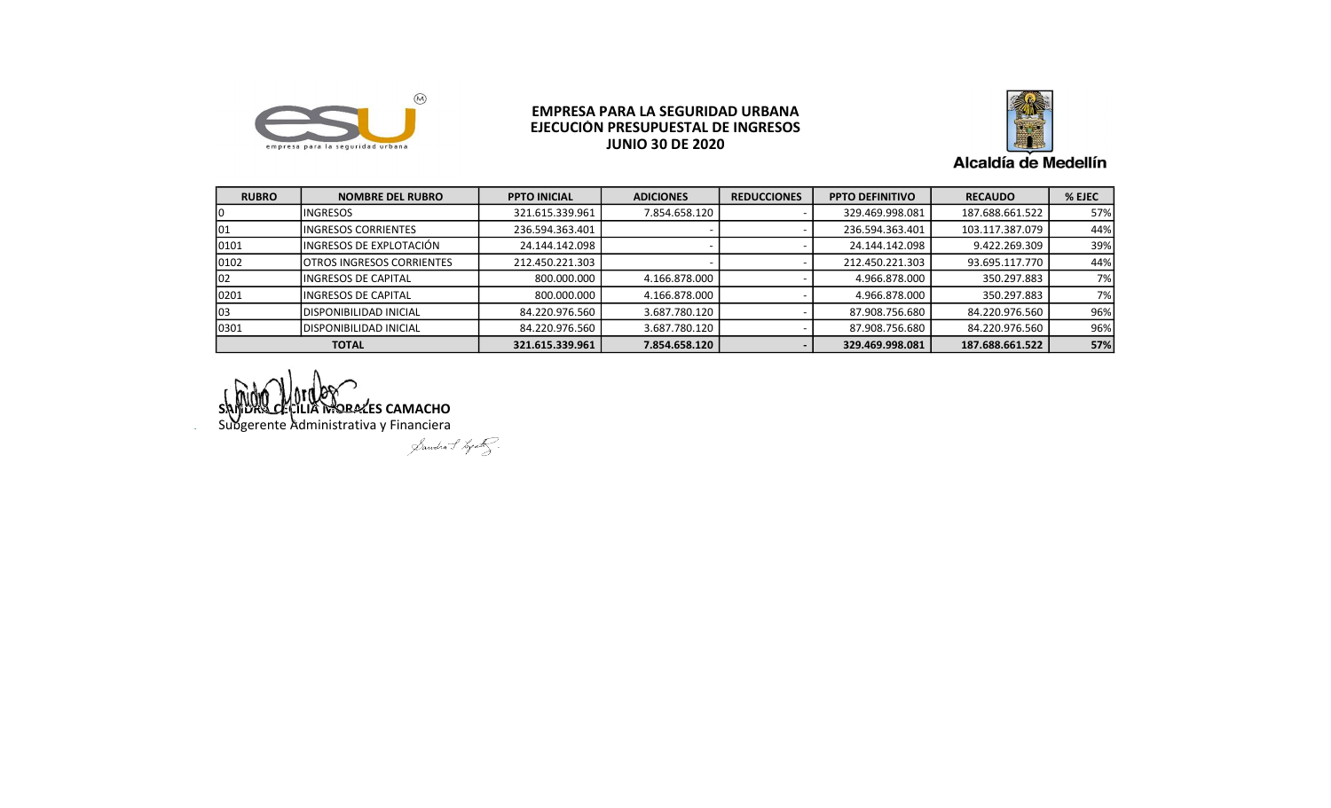**EMPRESA PARA LA SEGURIDAD URBANA**
**EJECUCIÓN PRESUPUESTAL DE INGRESOS**
**JUNIO 30 DE 2020**

Alcaldía de Medellín

| RUBRO | NOMBRE DEL RUBRO | PPTO INICIAL | ADICIONES | REDUCCIONES | PPTO DEFINITIVO | RECAUDO | % EJEC |
|---|---|---|---|---|---|---|---|
| 0 | INGRESOS | 321.615.339.961 | 7.854.658.120 | - | 329.469.998.081 | 187.688.661.522 | 57% |
| 01 | INGRESOS CORRIENTES | 236.594.363.401 | - | - | 236.594.363.401 | 103.117.387.079 | 44% |
| 0101 | INGRESOS DE EXPLOTACIÓN | 24.144.142.098 | - | - | 24.144.142.098 | 9.422.269.309 | 39% |
| 0102 | OTROS INGRESOS CORRIENTES | 212.450.221.303 | - | - | 212.450.221.303 | 93.695.117.770 | 44% |
| 02 | INGRESOS DE CAPITAL | 800.000.000 | 4.166.878.000 | - | 4.966.878.000 | 350.297.883 | 7% |
| 0201 | INGRESOS DE CAPITAL | 800.000.000 | 4.166.878.000 | - | 4.966.878.000 | 350.297.883 | 7% |
| 03 | DISPONIBILIDAD INICIAL | 84.220.976.560 | 3.687.780.120 | - | 87.908.756.680 | 84.220.976.560 | 96% |
| 0301 | DISPONIBILIDAD INICIAL | 84.220.976.560 | 3.687.780.120 | - | 87.908.756.680 | 84.220.976.560 | 96% |
| **TOTAL** | | **321.615.339.961** | **7.854.658.120** | **-** | **329.469.998.081** | **187.688.661.522** | **57%** |

**SANDRA CECILIA MORALES CAMACHO**
Subgerente Administrativa y Financiera